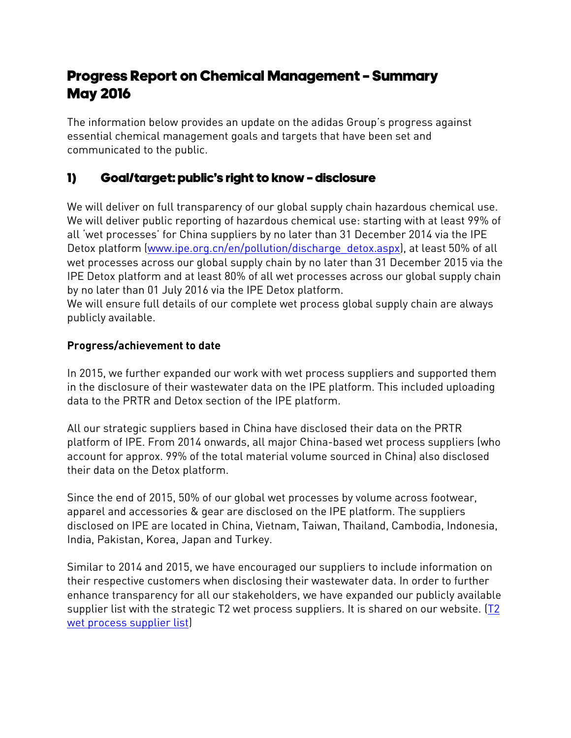# Progress Report on Chemical Management – Summary May 2016

The information below provides an update on the adidas Group's progress against essential chemical management goals and targets that have been set and communicated to the public.

## 1) Goal/target: public's right to know – disclosure

We will deliver on full transparency of our global supply chain hazardous chemical use. We will deliver public reporting of hazardous chemical use: starting with at least 99% of all 'wet processes' for China suppliers by no later than 31 December 2014 via the IPE Detox platform ([www.ipe.org.cn/en/pollution/discharge_detox.aspx](www.ipe.org.cn/en/pollution/discharge_detox.aspx)), at least 50% of all wet processes across our global supply chain by no later than 31 December 2015 via the IPE Detox platform and at least 80% of all wet processes across our global supply chain by no later than 01 July 2016 via the IPE Detox platform.
We will ensure full details of our complete wet process global supply chain are always publicly available.

**Progress/achievement to date**

In 2015, we further expanded our work with wet process suppliers and supported them in the disclosure of their wastewater data on the IPE platform. This included uploading data to the PRTR and Detox section of the IPE platform.

All our strategic suppliers based in China have disclosed their data on the PRTR platform of IPE. From 2014 onwards, all major China-based wet process suppliers (who account for approx. 99% of the total material volume sourced in China) also disclosed their data on the Detox platform.

Since the end of 2015, 50% of our global wet processes by volume across footwear, apparel and accessories & gear are disclosed on the IPE platform. The suppliers disclosed on IPE are located in China, Vietnam, Taiwan, Thailand, Cambodia, Indonesia, India, Pakistan, Korea, Japan and Turkey.

Similar to 2014 and 2015, we have encouraged our suppliers to include information on their respective customers when disclosing their wastewater data. In order to further enhance transparency for all our stakeholders, we have expanded our publicly available supplier list with the strategic T2 wet process suppliers. It is shared on our website. (T2 wet process supplier list)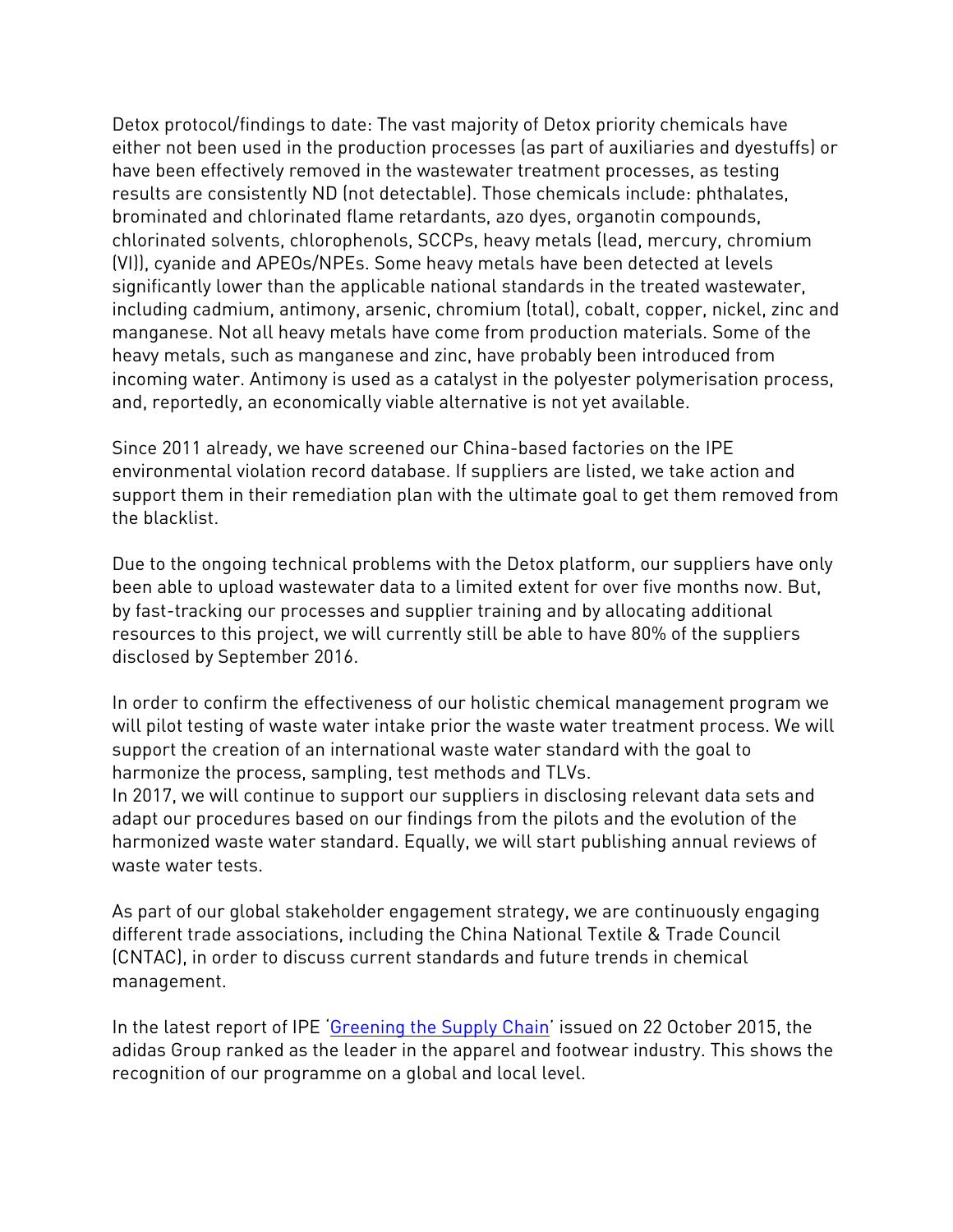Detox protocol/findings to date: The vast majority of Detox priority chemicals have either not been used in the production processes (as part of auxiliaries and dyestuffs) or have been effectively removed in the wastewater treatment processes, as testing results are consistently ND (not detectable). Those chemicals include: phthalates, brominated and chlorinated flame retardants, azo dyes, organotin compounds, chlorinated solvents, chlorophenols, SCCPs, heavy metals (lead, mercury, chromium (VI)), cyanide and APEOs/NPEs. Some heavy metals have been detected at levels significantly lower than the applicable national standards in the treated wastewater, including cadmium, antimony, arsenic, chromium (total), cobalt, copper, nickel, zinc and manganese. Not all heavy metals have come from production materials. Some of the heavy metals, such as manganese and zinc, have probably been introduced from incoming water. Antimony is used as a catalyst in the polyester polymerisation process, and, reportedly, an economically viable alternative is not yet available.

Since 2011 already, we have screened our China-based factories on the IPE environmental violation record database. If suppliers are listed, we take action and support them in their remediation plan with the ultimate goal to get them removed from the blacklist.

Due to the ongoing technical problems with the Detox platform, our suppliers have only been able to upload wastewater data to a limited extent for over five months now. But, by fast-tracking our processes and supplier training and by allocating additional resources to this project, we will currently still be able to have 80% of the suppliers disclosed by September 2016.

In order to confirm the effectiveness of our holistic chemical management program we will pilot testing of waste water intake prior the waste water treatment process. We will support the creation of an international waste water standard with the goal to harmonize the process, sampling, test methods and TLVs.
In 2017, we will continue to support our suppliers in disclosing relevant data sets and adapt our procedures based on our findings from the pilots and the evolution of the harmonized waste water standard. Equally, we will start publishing annual reviews of waste water tests.

As part of our global stakeholder engagement strategy, we are continuously engaging different trade associations, including the China National Textile & Trade Council (CNTAC), in order to discuss current standards and future trends in chemical management.

In the latest report of IPE 'Greening the Supply Chain' issued on 22 October 2015, the adidas Group ranked as the leader in the apparel and footwear industry. This shows the recognition of our programme on a global and local level.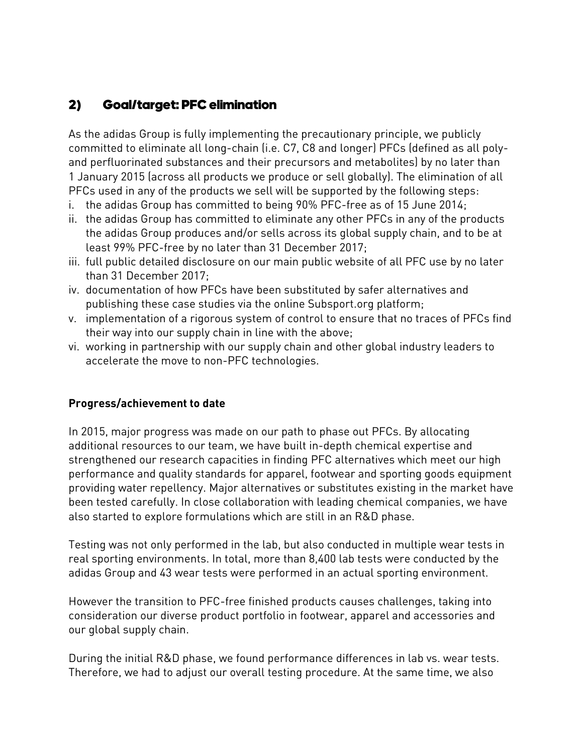## 2) Goal/target: PFC elimination

As the adidas Group is fully implementing the precautionary principle, we publicly committed to eliminate all long-chain (i.e. C7, C8 and longer) PFCs (defined as all poly- and perfluorinated substances and their precursors and metabolites) by no later than 1 January 2015 (across all products we produce or sell globally). The elimination of all PFCs used in any of the products we sell will be supported by the following steps:

i. the adidas Group has committed to being 90% PFC-free as of 15 June 2014;
ii. the adidas Group has committed to eliminate any other PFCs in any of the products the adidas Group produces and/or sells across its global supply chain, and to be at least 99% PFC-free by no later than 31 December 2017;
iii. full public detailed disclosure on our main public website of all PFC use by no later than 31 December 2017;
iv. documentation of how PFCs have been substituted by safer alternatives and publishing these case studies via the online Subsport.org platform;
v. implementation of a rigorous system of control to ensure that no traces of PFCs find their way into our supply chain in line with the above;
vi. working in partnership with our supply chain and other global industry leaders to accelerate the move to non-PFC technologies.

**Progress/achievement to date**

In 2015, major progress was made on our path to phase out PFCs. By allocating additional resources to our team, we have built in-depth chemical expertise and strengthened our research capacities in finding PFC alternatives which meet our high performance and quality standards for apparel, footwear and sporting goods equipment providing water repellency. Major alternatives or substitutes existing in the market have been tested carefully. In close collaboration with leading chemical companies, we have also started to explore formulations which are still in an R&D phase.

Testing was not only performed in the lab, but also conducted in multiple wear tests in real sporting environments. In total, more than 8,400 lab tests were conducted by the adidas Group and 43 wear tests were performed in an actual sporting environment.

However the transition to PFC-free finished products causes challenges, taking into consideration our diverse product portfolio in footwear, apparel and accessories and our global supply chain.

During the initial R&D phase, we found performance differences in lab vs. wear tests. Therefore, we had to adjust our overall testing procedure. At the same time, we also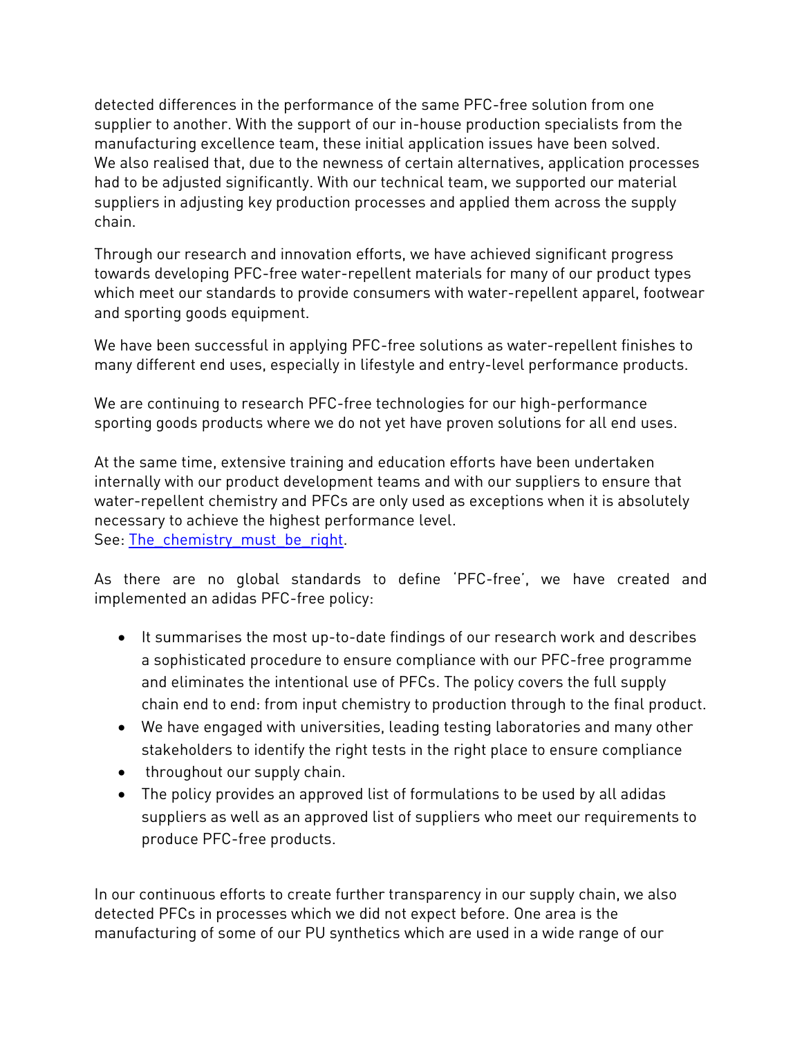detected differences in the performance of the same PFC-free solution from one supplier to another. With the support of our in-house production specialists from the manufacturing excellence team, these initial application issues have been solved. We also realised that, due to the newness of certain alternatives, application processes had to be adjusted significantly. With our technical team, we supported our material suppliers in adjusting key production processes and applied them across the supply chain.

Through our research and innovation efforts, we have achieved significant progress towards developing PFC-free water-repellent materials for many of our product types which meet our standards to provide consumers with water-repellent apparel, footwear and sporting goods equipment.

We have been successful in applying PFC-free solutions as water-repellent finishes to many different end uses, especially in lifestyle and entry-level performance products.

We are continuing to research PFC-free technologies for our high-performance sporting goods products where we do not yet have proven solutions for all end uses.

At the same time, extensive training and education efforts have been undertaken internally with our product development teams and with our suppliers to ensure that water-repellent chemistry and PFCs are only used as exceptions when it is absolutely necessary to achieve the highest performance level.
See: The_chemistry_must_be_right.

As there are no global standards to define 'PFC-free', we have created and implemented an adidas PFC-free policy:

- It summarises the most up-to-date findings of our research work and describes a sophisticated procedure to ensure compliance with our PFC-free programme and eliminates the intentional use of PFCs. The policy covers the full supply chain end to end: from input chemistry to production through to the final product.
- We have engaged with universities, leading testing laboratories and many other stakeholders to identify the right tests in the right place to ensure compliance
- throughout our supply chain.
- The policy provides an approved list of formulations to be used by all adidas suppliers as well as an approved list of suppliers who meet our requirements to produce PFC-free products.

In our continuous efforts to create further transparency in our supply chain, we also detected PFCs in processes which we did not expect before. One area is the manufacturing of some of our PU synthetics which are used in a wide range of our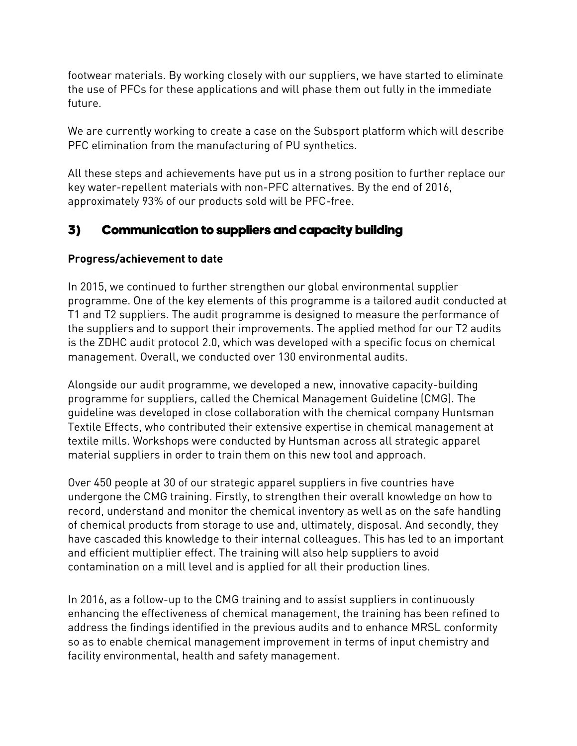footwear materials. By working closely with our suppliers, we have started to eliminate the use of PFCs for these applications and will phase them out fully in the immediate future.

We are currently working to create a case on the Subsport platform which will describe PFC elimination from the manufacturing of PU synthetics.

All these steps and achievements have put us in a strong position to further replace our key water-repellent materials with non-PFC alternatives. By the end of 2016, approximately 93% of our products sold will be PFC-free.

## 3) Communication to suppliers and capacity building

**Progress/achievement to date**

In 2015, we continued to further strengthen our global environmental supplier programme. One of the key elements of this programme is a tailored audit conducted at T1 and T2 suppliers. The audit programme is designed to measure the performance of the suppliers and to support their improvements. The applied method for our T2 audits is the ZDHC audit protocol 2.0, which was developed with a specific focus on chemical management. Overall, we conducted over 130 environmental audits.

Alongside our audit programme, we developed a new, innovative capacity-building programme for suppliers, called the Chemical Management Guideline (CMG). The guideline was developed in close collaboration with the chemical company Huntsman Textile Effects, who contributed their extensive expertise in chemical management at textile mills. Workshops were conducted by Huntsman across all strategic apparel material suppliers in order to train them on this new tool and approach.

Over 450 people at 30 of our strategic apparel suppliers in five countries have undergone the CMG training. Firstly, to strengthen their overall knowledge on how to record, understand and monitor the chemical inventory as well as on the safe handling of chemical products from storage to use and, ultimately, disposal. And secondly, they have cascaded this knowledge to their internal colleagues. This has led to an important and efficient multiplier effect. The training will also help suppliers to avoid contamination on a mill level and is applied for all their production lines.

In 2016, as a follow-up to the CMG training and to assist suppliers in continuously enhancing the effectiveness of chemical management, the training has been refined to address the findings identified in the previous audits and to enhance MRSL conformity so as to enable chemical management improvement in terms of input chemistry and facility environmental, health and safety management.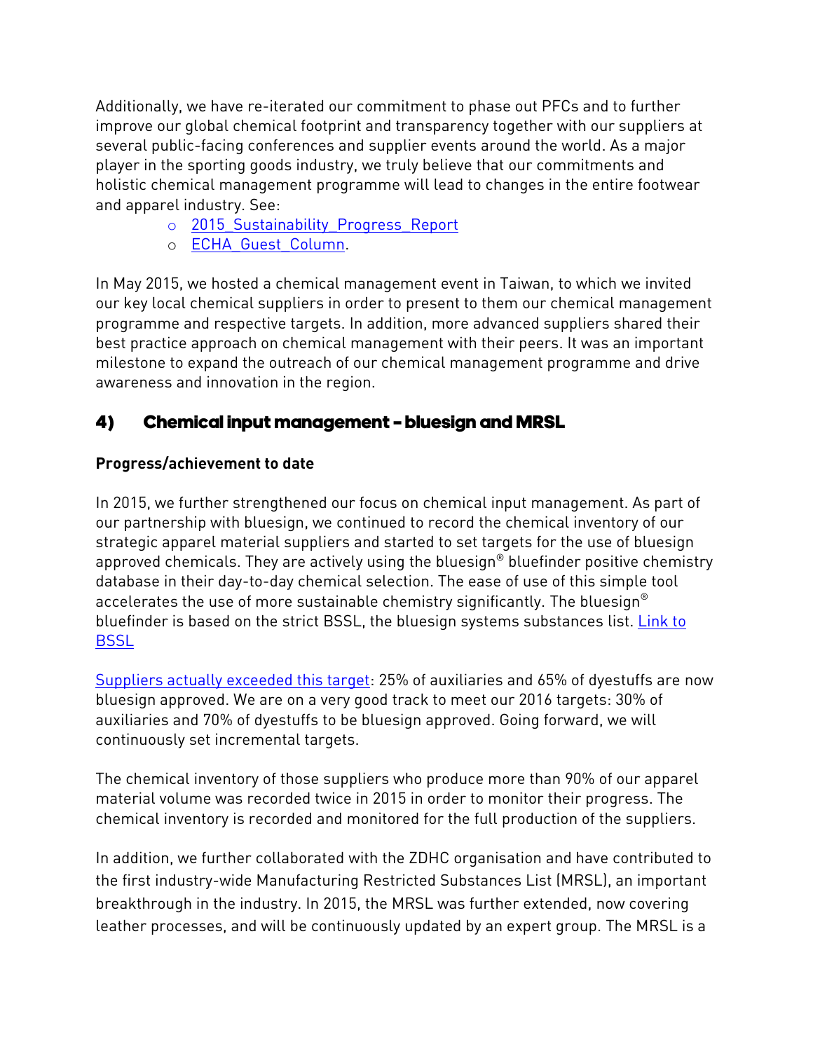Additionally, we have re-iterated our commitment to phase out PFCs and to further improve our global chemical footprint and transparency together with our suppliers at several public-facing conferences and supplier events around the world. As a major player in the sporting goods industry, we truly believe that our commitments and holistic chemical management programme will lead to changes in the entire footwear and apparel industry. See:

- 2015_Sustainability_Progress_Report
- ECHA_Guest_Column.

In May 2015, we hosted a chemical management event in Taiwan, to which we invited our key local chemical suppliers in order to present to them our chemical management programme and respective targets. In addition, more advanced suppliers shared their best practice approach on chemical management with their peers. It was an important milestone to expand the outreach of our chemical management programme and drive awareness and innovation in the region.

## 4) Chemical input management - bluesign and MRSL

**Progress/achievement to date**

In 2015, we further strengthened our focus on chemical input management. As part of our partnership with bluesign, we continued to record the chemical inventory of our strategic apparel material suppliers and started to set targets for the use of bluesign approved chemicals. They are actively using the bluesign® bluefinder positive chemistry database in their day-to-day chemical selection. The ease of use of this simple tool accelerates the use of more sustainable chemistry significantly. The bluesign® bluefinder is based on the strict BSSL, the bluesign systems substances list. Link to BSSL

Suppliers actually exceeded this target: 25% of auxiliaries and 65% of dyestuffs are now bluesign approved. We are on a very good track to meet our 2016 targets: 30% of auxiliaries and 70% of dyestuffs to be bluesign approved. Going forward, we will continuously set incremental targets.

The chemical inventory of those suppliers who produce more than 90% of our apparel material volume was recorded twice in 2015 in order to monitor their progress. The chemical inventory is recorded and monitored for the full production of the suppliers.

In addition, we further collaborated with the ZDHC organisation and have contributed to the first industry-wide Manufacturing Restricted Substances List (MRSL), an important breakthrough in the industry. In 2015, the MRSL was further extended, now covering leather processes, and will be continuously updated by an expert group. The MRSL is a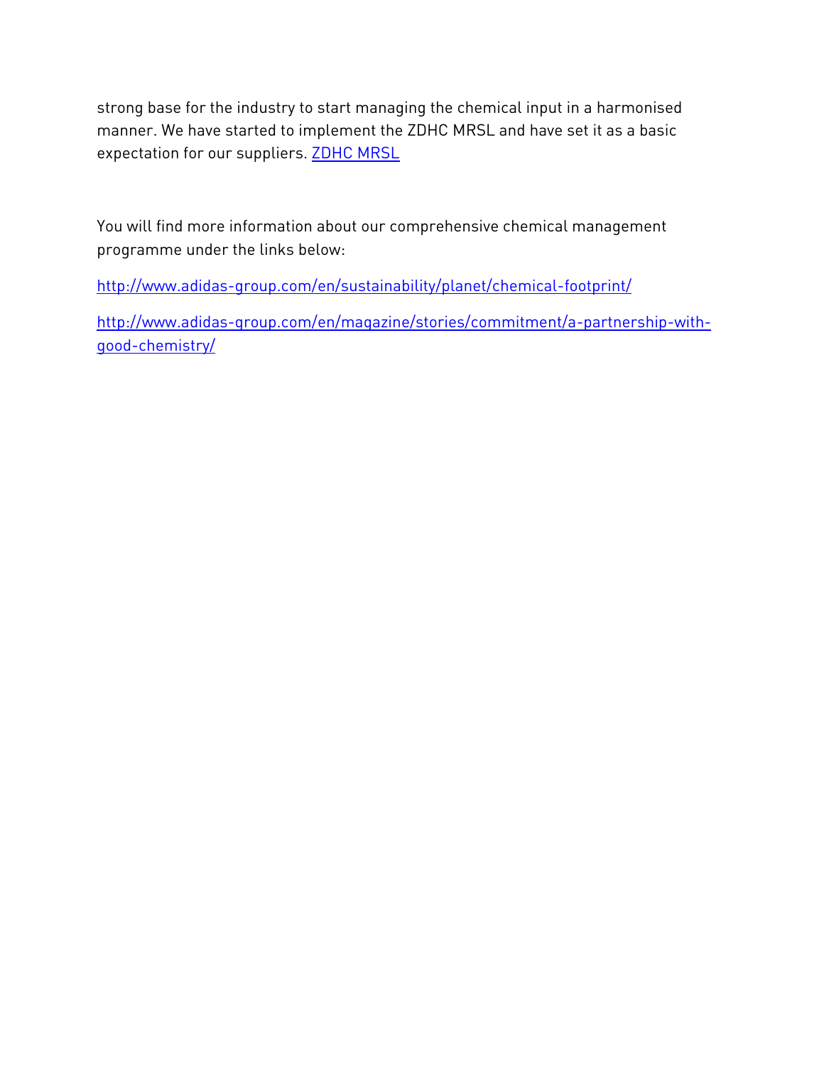strong base for the industry to start managing the chemical input in a harmonised manner. We have started to implement the ZDHC MRSL and have set it as a basic expectation for our suppliers. ZDHC MRSL

You will find more information about our comprehensive chemical management programme under the links below:

http://www.adidas-group.com/en/sustainability/planet/chemical-footprint/

http://www.adidas-group.com/en/magazine/stories/commitment/a-partnership-with-good-chemistry/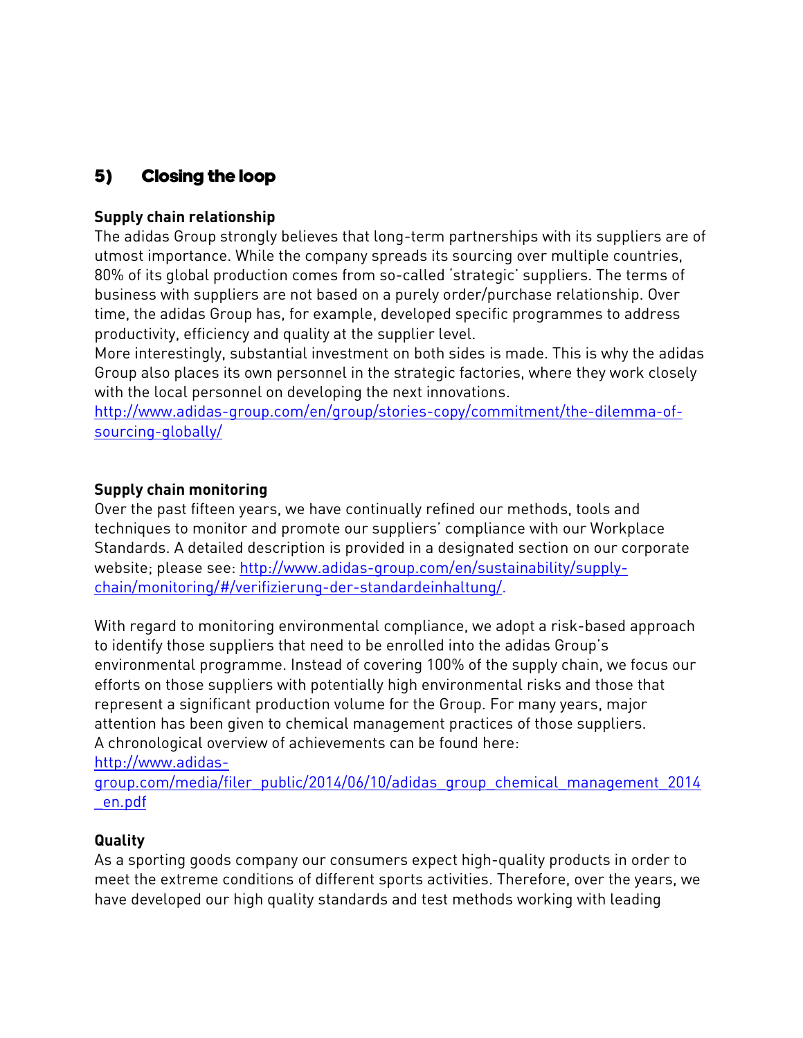## 5) Closing the loop

**Supply chain relationship**

The adidas Group strongly believes that long-term partnerships with its suppliers are of utmost importance. While the company spreads its sourcing over multiple countries, 80% of its global production comes from so-called 'strategic' suppliers. The terms of business with suppliers are not based on a purely order/purchase relationship. Over time, the adidas Group has, for example, developed specific programmes to address productivity, efficiency and quality at the supplier level.
More interestingly, substantial investment on both sides is made. This is why the adidas Group also places its own personnel in the strategic factories, where they work closely with the local personnel on developing the next innovations.
http://www.adidas-group.com/en/group/stories-copy/commitment/the-dilemma-of-sourcing-globally/

**Supply chain monitoring**

Over the past fifteen years, we have continually refined our methods, tools and techniques to monitor and promote our suppliers' compliance with our Workplace Standards. A detailed description is provided in a designated section on our corporate website; please see: http://www.adidas-group.com/en/sustainability/supply-chain/monitoring/#/verifizierung-der-standardeinhaltung/.

With regard to monitoring environmental compliance, we adopt a risk-based approach to identify those suppliers that need to be enrolled into the adidas Group's environmental programme. Instead of covering 100% of the supply chain, we focus our efforts on those suppliers with potentially high environmental risks and those that represent a significant production volume for the Group. For many years, major attention has been given to chemical management practices of those suppliers.
A chronological overview of achievements can be found here:
http://www.adidas-group.com/media/filer_public/2014/06/10/adidas_group_chemical_management_2014_en.pdf

**Quality**

As a sporting goods company our consumers expect high-quality products in order to meet the extreme conditions of different sports activities. Therefore, over the years, we have developed our high quality standards and test methods working with leading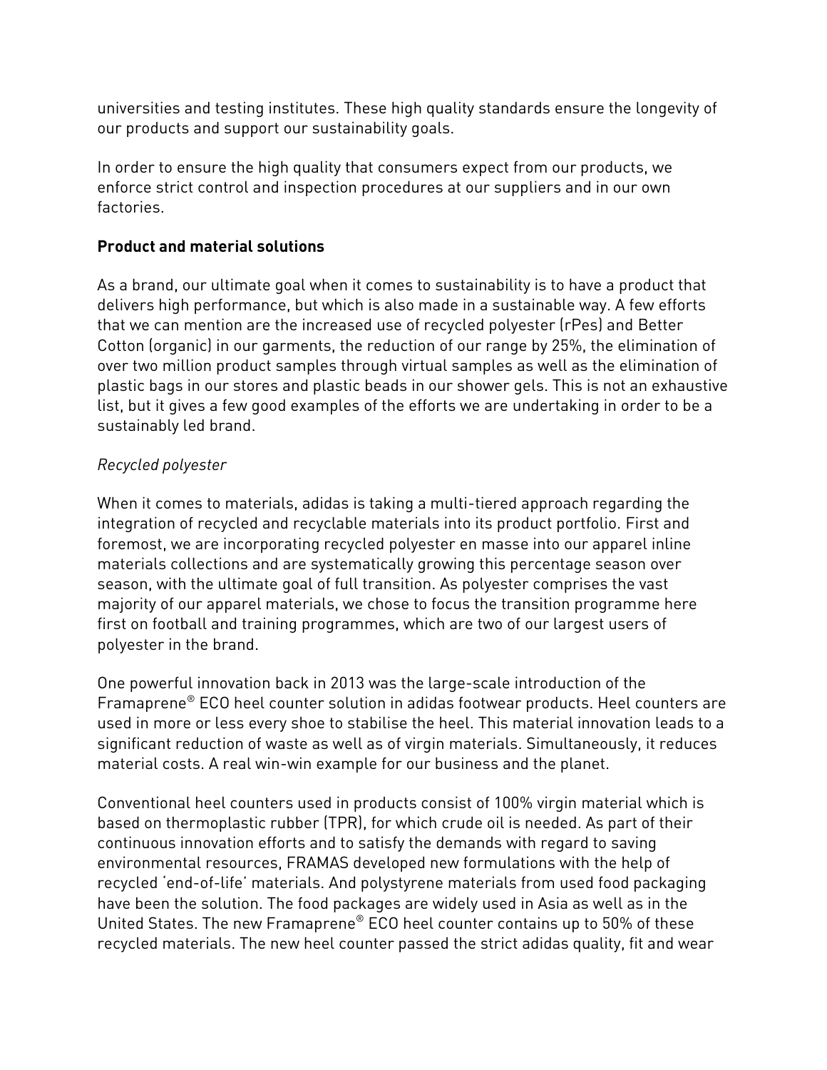universities and testing institutes. These high quality standards ensure the longevity of our products and support our sustainability goals.

In order to ensure the high quality that consumers expect from our products, we enforce strict control and inspection procedures at our suppliers and in our own factories.

**Product and material solutions**

As a brand, our ultimate goal when it comes to sustainability is to have a product that delivers high performance, but which is also made in a sustainable way. A few efforts that we can mention are the increased use of recycled polyester (rPes) and Better Cotton (organic) in our garments, the reduction of our range by 25%, the elimination of over two million product samples through virtual samples as well as the elimination of plastic bags in our stores and plastic beads in our shower gels. This is not an exhaustive list, but it gives a few good examples of the efforts we are undertaking in order to be a sustainably led brand.

*Recycled polyester*

When it comes to materials, adidas is taking a multi-tiered approach regarding the integration of recycled and recyclable materials into its product portfolio. First and foremost, we are incorporating recycled polyester en masse into our apparel inline materials collections and are systematically growing this percentage season over season, with the ultimate goal of full transition. As polyester comprises the vast majority of our apparel materials, we chose to focus the transition programme here first on football and training programmes, which are two of our largest users of polyester in the brand.

One powerful innovation back in 2013 was the large-scale introduction of the Framaprene® ECO heel counter solution in adidas footwear products. Heel counters are used in more or less every shoe to stabilise the heel. This material innovation leads to a significant reduction of waste as well as of virgin materials. Simultaneously, it reduces material costs. A real win-win example for our business and the planet.

Conventional heel counters used in products consist of 100% virgin material which is based on thermoplastic rubber (TPR), for which crude oil is needed. As part of their continuous innovation efforts and to satisfy the demands with regard to saving environmental resources, FRAMAS developed new formulations with the help of recycled 'end-of-life' materials. And polystyrene materials from used food packaging have been the solution. The food packages are widely used in Asia as well as in the United States. The new Framaprene® ECO heel counter contains up to 50% of these recycled materials. The new heel counter passed the strict adidas quality, fit and wear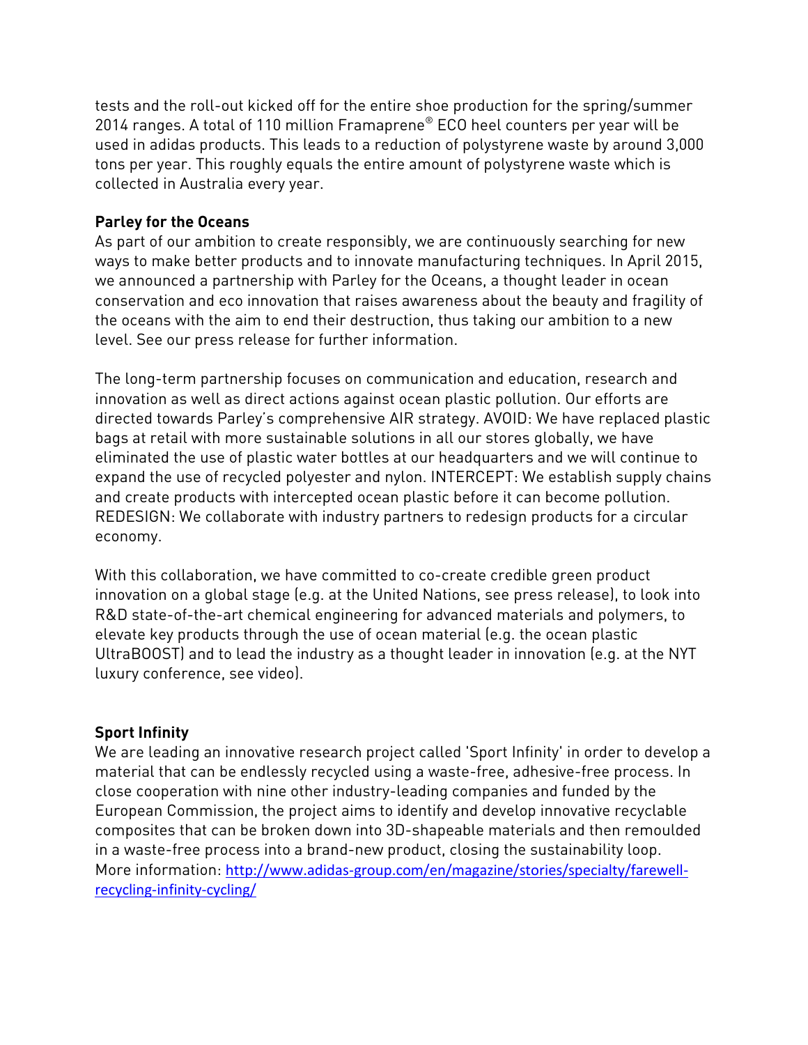tests and the roll-out kicked off for the entire shoe production for the spring/summer 2014 ranges. A total of 110 million Framaprene® ECO heel counters per year will be used in adidas products. This leads to a reduction of polystyrene waste by around 3,000 tons per year. This roughly equals the entire amount of polystyrene waste which is collected in Australia every year.

**Parley for the Oceans**

As part of our ambition to create responsibly, we are continuously searching for new ways to make better products and to innovate manufacturing techniques. In April 2015, we announced a partnership with Parley for the Oceans, a thought leader in ocean conservation and eco innovation that raises awareness about the beauty and fragility of the oceans with the aim to end their destruction, thus taking our ambition to a new level. See our press release for further information.

The long-term partnership focuses on communication and education, research and innovation as well as direct actions against ocean plastic pollution. Our efforts are directed towards Parley's comprehensive AIR strategy. AVOID: We have replaced plastic bags at retail with more sustainable solutions in all our stores globally, we have eliminated the use of plastic water bottles at our headquarters and we will continue to expand the use of recycled polyester and nylon. INTERCEPT: We establish supply chains and create products with intercepted ocean plastic before it can become pollution. REDESIGN: We collaborate with industry partners to redesign products for a circular economy.

With this collaboration, we have committed to co-create credible green product innovation on a global stage (e.g. at the United Nations, see press release), to look into R&D state-of-the-art chemical engineering for advanced materials and polymers, to elevate key products through the use of ocean material (e.g. the ocean plastic UltraBOOST) and to lead the industry as a thought leader in innovation (e.g. at the NYT luxury conference, see video).

**Sport Infinity**

We are leading an innovative research project called 'Sport Infinity' in order to develop a material that can be endlessly recycled using a waste-free, adhesive-free process. In close cooperation with nine other industry-leading companies and funded by the European Commission, the project aims to identify and develop innovative recyclable composites that can be broken down into 3D-shapeable materials and then remoulded in a waste-free process into a brand-new product, closing the sustainability loop. More information: http://www.adidas-group.com/en/magazine/stories/specialty/farewell-recycling-infinity-cycling/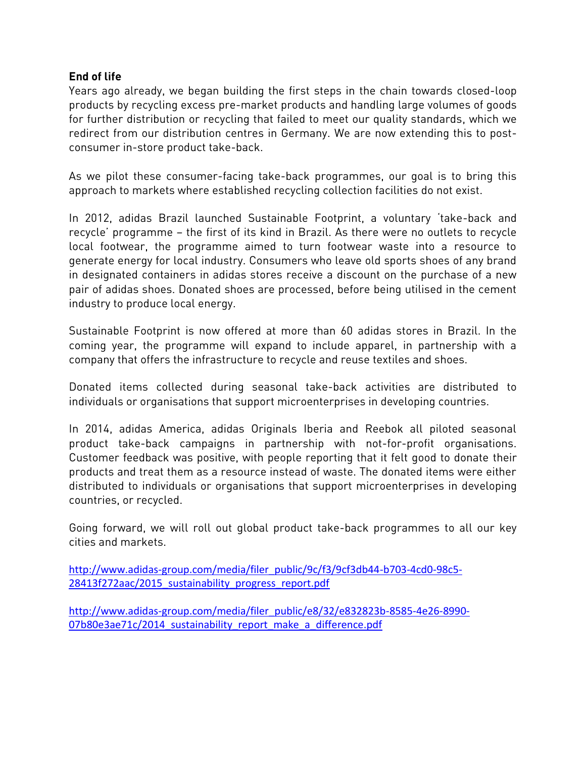**End of life**

Years ago already, we began building the first steps in the chain towards closed-loop products by recycling excess pre-market products and handling large volumes of goods for further distribution or recycling that failed to meet our quality standards, which we redirect from our distribution centres in Germany. We are now extending this to post-consumer in-store product take-back.

As we pilot these consumer-facing take-back programmes, our goal is to bring this approach to markets where established recycling collection facilities do not exist.

In 2012, adidas Brazil launched Sustainable Footprint, a voluntary 'take-back and recycle' programme – the first of its kind in Brazil. As there were no outlets to recycle local footwear, the programme aimed to turn footwear waste into a resource to generate energy for local industry. Consumers who leave old sports shoes of any brand in designated containers in adidas stores receive a discount on the purchase of a new pair of adidas shoes. Donated shoes are processed, before being utilised in the cement industry to produce local energy.

Sustainable Footprint is now offered at more than 60 adidas stores in Brazil. In the coming year, the programme will expand to include apparel, in partnership with a company that offers the infrastructure to recycle and reuse textiles and shoes.

Donated items collected during seasonal take-back activities are distributed to individuals or organisations that support microenterprises in developing countries.

In 2014, adidas America, adidas Originals Iberia and Reebok all piloted seasonal product take-back campaigns in partnership with not-for-profit organisations. Customer feedback was positive, with people reporting that it felt good to donate their products and treat them as a resource instead of waste. The donated items were either distributed to individuals or organisations that support microenterprises in developing countries, or recycled.

Going forward, we will roll out global product take-back programmes to all our key cities and markets.

http://www.adidas-group.com/media/filer_public/9c/f3/9cf3db44-b703-4cd0-98c5-28413f272aac/2015_sustainability_progress_report.pdf

http://www.adidas-group.com/media/filer_public/e8/32/e832823b-8585-4e26-8990-07b80e3ae71c/2014_sustainability_report_make_a_difference.pdf